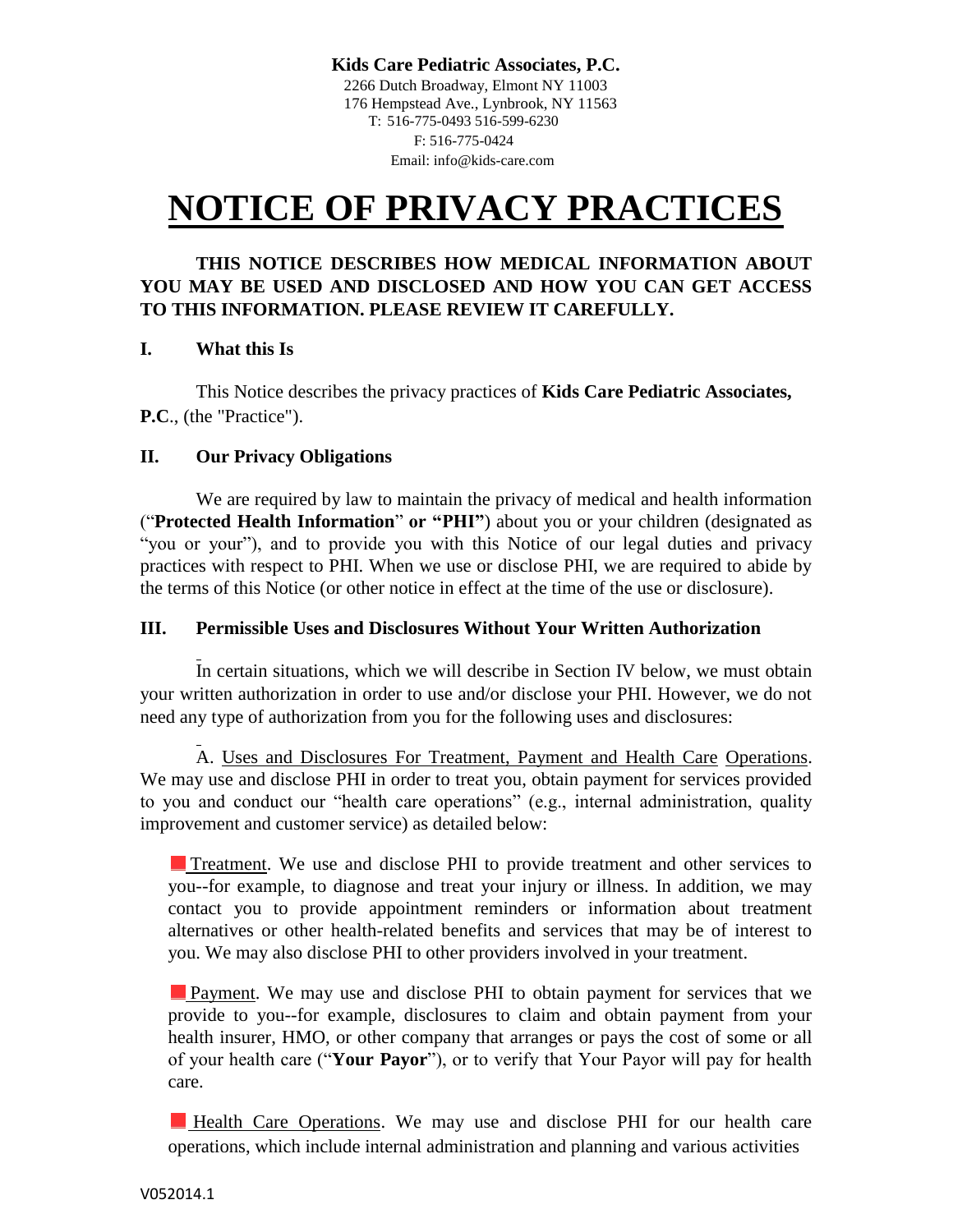**Kids Care Pediatric Associates, P.C.**
2266 Dutch Broadway, Elmont NY 11003
176 Hempstead Ave., Lynbrook, NY 11563
T: 516-775-0493 516-599-6230
F: 516-775-0424
Email: info@kids-care.com

# NOTICE OF PRIVACY PRACTICES

**THIS NOTICE DESCRIBES HOW MEDICAL INFORMATION ABOUT YOU MAY BE USED AND DISCLOSED AND HOW YOU CAN GET ACCESS TO THIS INFORMATION. PLEASE REVIEW IT CAREFULLY.**

## I. What this Is

This Notice describes the privacy practices of **Kids Care Pediatric Associates, P.C**., (the "Practice").

## II. Our Privacy Obligations

We are required by law to maintain the privacy of medical and health information ("**Protected Health Information**" **or "PHI"**) about you or your children (designated as "you or your"), and to provide you with this Notice of our legal duties and privacy practices with respect to PHI. When we use or disclose PHI, we are required to abide by the terms of this Notice (or other notice in effect at the time of the use or disclosure).

## III. Permissible Uses and Disclosures Without Your Written Authorization

In certain situations, which we will describe in Section IV below, we must obtain your written authorization in order to use and/or disclose your PHI. However, we do not need any type of authorization from you for the following uses and disclosures:

A. Uses and Disclosures For Treatment, Payment and Health Care Operations. We may use and disclose PHI in order to treat you, obtain payment for services provided to you and conduct our "health care operations" (e.g., internal administration, quality improvement and customer service) as detailed below:

- Treatment. We use and disclose PHI to provide treatment and other services to you--for example, to diagnose and treat your injury or illness. In addition, we may contact you to provide appointment reminders or information about treatment alternatives or other health-related benefits and services that may be of interest to you. We may also disclose PHI to other providers involved in your treatment.

- Payment. We may use and disclose PHI to obtain payment for services that we provide to you--for example, disclosures to claim and obtain payment from your health insurer, HMO, or other company that arranges or pays the cost of some or all of your health care ("**Your Payor**"), or to verify that Your Payor will pay for health care.

- Health Care Operations. We may use and disclose PHI for our health care operations, which include internal administration and planning and various activities

V052014.1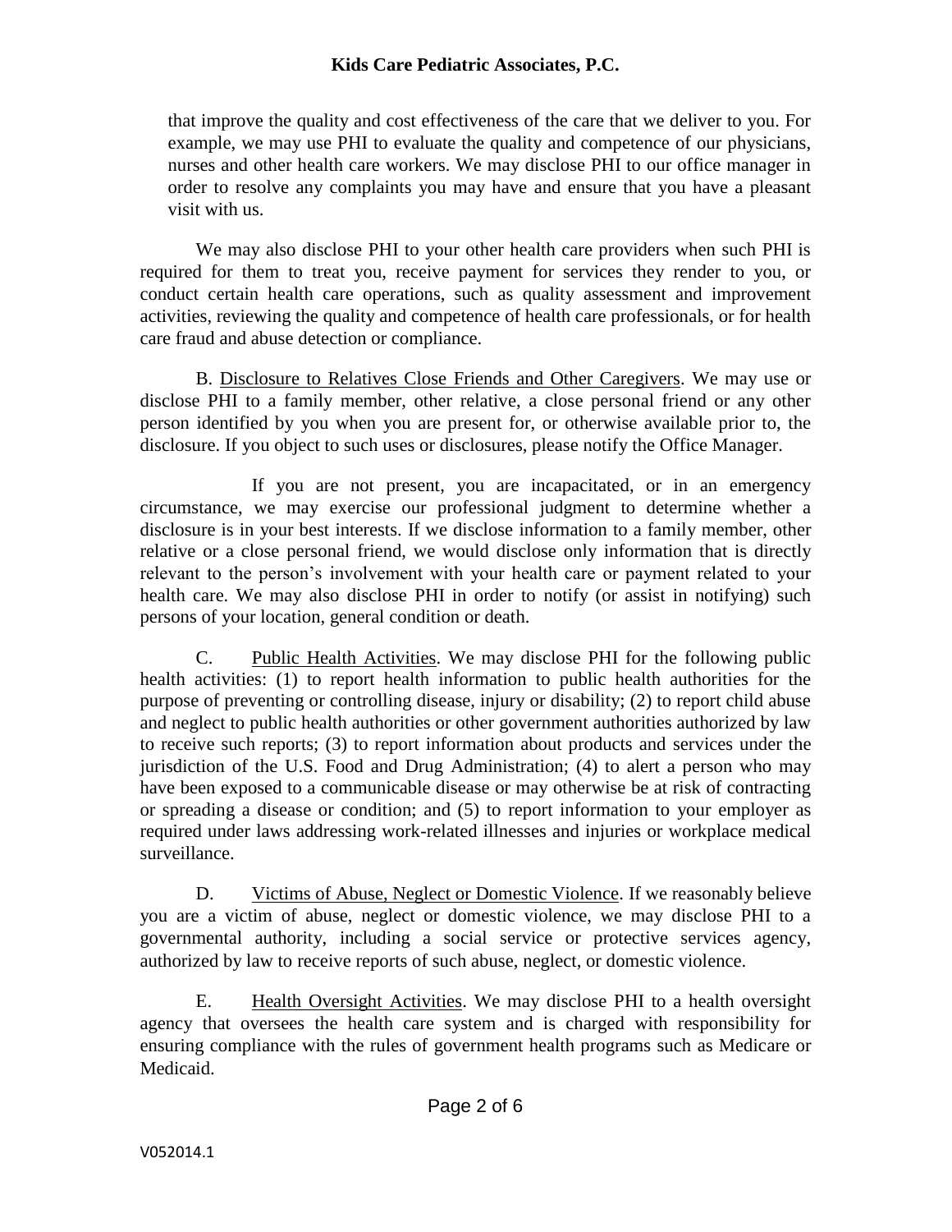that improve the quality and cost effectiveness of the care that we deliver to you. For example, we may use PHI to evaluate the quality and competence of our physicians, nurses and other health care workers. We may disclose PHI to our office manager in order to resolve any complaints you may have and ensure that you have a pleasant visit with us.

We may also disclose PHI to your other health care providers when such PHI is required for them to treat you, receive payment for services they render to you, or conduct certain health care operations, such as quality assessment and improvement activities, reviewing the quality and competence of health care professionals, or for health care fraud and abuse detection or compliance.

B. Disclosure to Relatives Close Friends and Other Caregivers. We may use or disclose PHI to a family member, other relative, a close personal friend or any other person identified by you when you are present for, or otherwise available prior to, the disclosure. If you object to such uses or disclosures, please notify the Office Manager.

If you are not present, you are incapacitated, or in an emergency circumstance, we may exercise our professional judgment to determine whether a disclosure is in your best interests. If we disclose information to a family member, other relative or a close personal friend, we would disclose only information that is directly relevant to the person's involvement with your health care or payment related to your health care. We may also disclose PHI in order to notify (or assist in notifying) such persons of your location, general condition or death.

C. Public Health Activities. We may disclose PHI for the following public health activities: (1) to report health information to public health authorities for the purpose of preventing or controlling disease, injury or disability; (2) to report child abuse and neglect to public health authorities or other government authorities authorized by law to receive such reports; (3) to report information about products and services under the jurisdiction of the U.S. Food and Drug Administration; (4) to alert a person who may have been exposed to a communicable disease or may otherwise be at risk of contracting or spreading a disease or condition; and (5) to report information to your employer as required under laws addressing work-related illnesses and injuries or workplace medical surveillance.

D. Victims of Abuse, Neglect or Domestic Violence. If we reasonably believe you are a victim of abuse, neglect or domestic violence, we may disclose PHI to a governmental authority, including a social service or protective services agency, authorized by law to receive reports of such abuse, neglect, or domestic violence.

E. Health Oversight Activities. We may disclose PHI to a health oversight agency that oversees the health care system and is charged with responsibility for ensuring compliance with the rules of government health programs such as Medicare or Medicaid.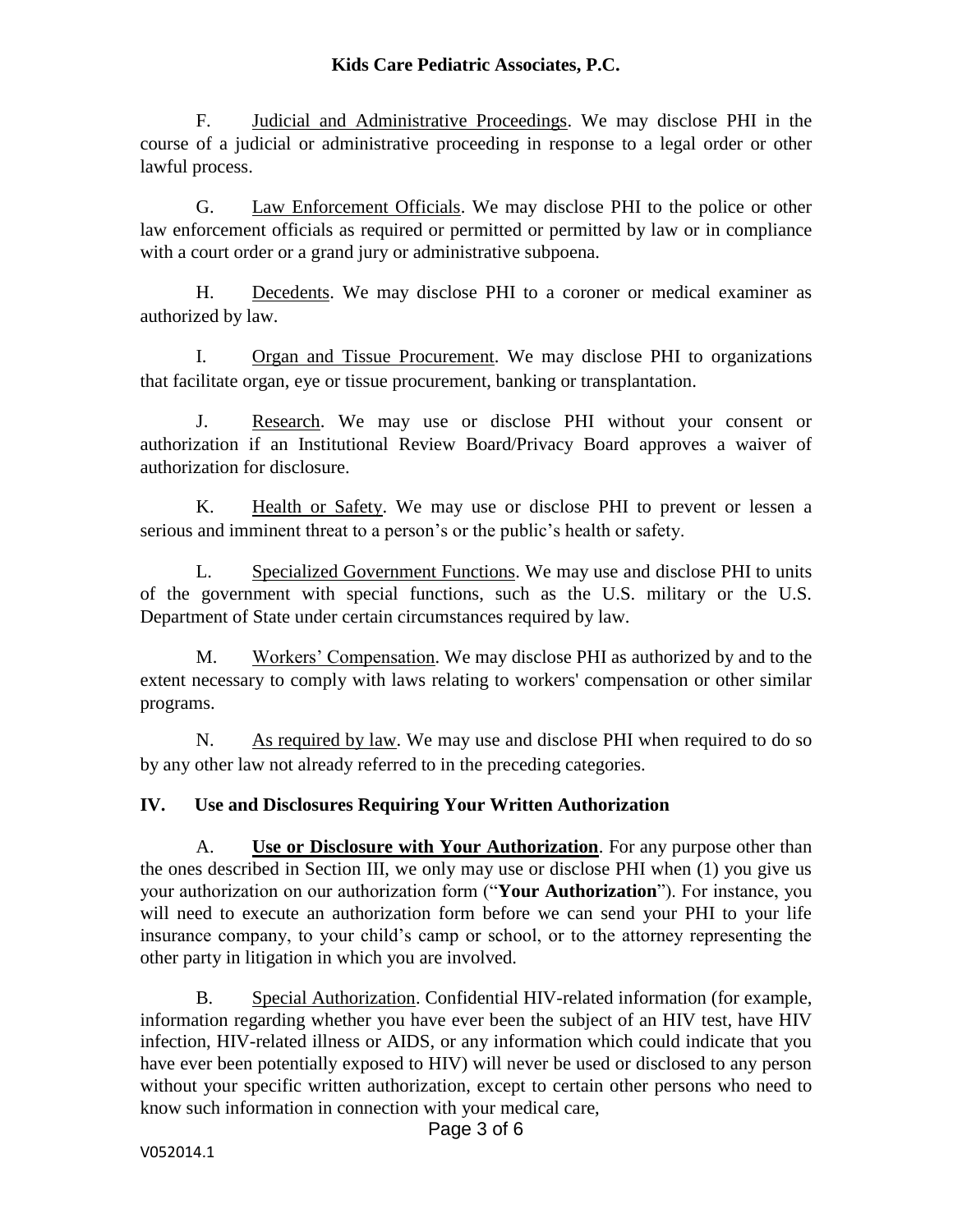F. Judicial and Administrative Proceedings. We may disclose PHI in the course of a judicial or administrative proceeding in response to a legal order or other lawful process.

G. Law Enforcement Officials. We may disclose PHI to the police or other law enforcement officials as required or permitted or permitted by law or in compliance with a court order or a grand jury or administrative subpoena.

H. Decedents. We may disclose PHI to a coroner or medical examiner as authorized by law.

I. Organ and Tissue Procurement. We may disclose PHI to organizations that facilitate organ, eye or tissue procurement, banking or transplantation.

J. Research. We may use or disclose PHI without your consent or authorization if an Institutional Review Board/Privacy Board approves a waiver of authorization for disclosure.

K. Health or Safety. We may use or disclose PHI to prevent or lessen a serious and imminent threat to a person's or the public's health or safety.

L. Specialized Government Functions. We may use and disclose PHI to units of the government with special functions, such as the U.S. military or the U.S. Department of State under certain circumstances required by law.

M. Workers' Compensation. We may disclose PHI as authorized by and to the extent necessary to comply with laws relating to workers' compensation or other similar programs.

N. As required by law. We may use and disclose PHI when required to do so by any other law not already referred to in the preceding categories.

## IV. Use and Disclosures Requiring Your Written Authorization

A. **Use or Disclosure with Your Authorization**. For any purpose other than the ones described in Section III, we only may use or disclose PHI when (1) you give us your authorization on our authorization form ("**Your Authorization**"). For instance, you will need to execute an authorization form before we can send your PHI to your life insurance company, to your child's camp or school, or to the attorney representing the other party in litigation in which you are involved.

B. Special Authorization. Confidential HIV-related information (for example, information regarding whether you have ever been the subject of an HIV test, have HIV infection, HIV-related illness or AIDS, or any information which could indicate that you have ever been potentially exposed to HIV) will never be used or disclosed to any person without your specific written authorization, except to certain other persons who need to know such information in connection with your medical care,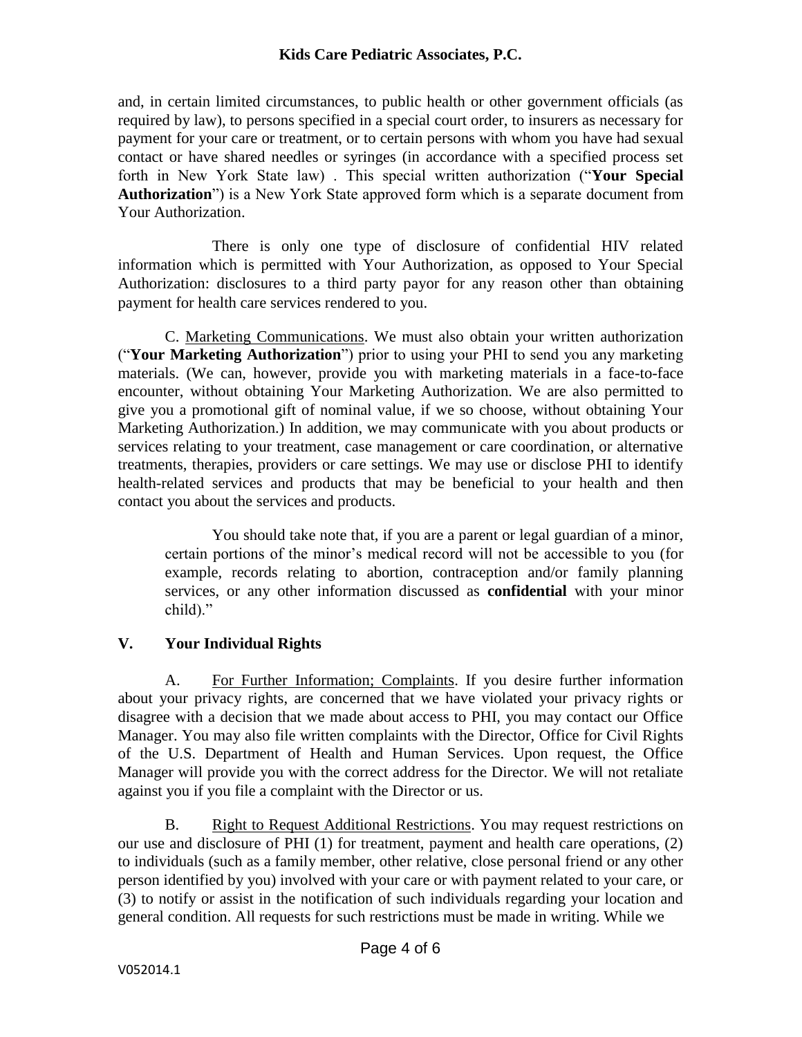and, in certain limited circumstances, to public health or other government officials (as required by law), to persons specified in a special court order, to insurers as necessary for payment for your care or treatment, or to certain persons with whom you have had sexual contact or have shared needles or syringes (in accordance with a specified process set forth in New York State law) . This special written authorization ("**Your Special Authorization**") is a New York State approved form which is a separate document from Your Authorization.

There is only one type of disclosure of confidential HIV related information which is permitted with Your Authorization, as opposed to Your Special Authorization: disclosures to a third party payor for any reason other than obtaining payment for health care services rendered to you.

C. Marketing Communications. We must also obtain your written authorization ("**Your Marketing Authorization**") prior to using your PHI to send you any marketing materials. (We can, however, provide you with marketing materials in a face-to-face encounter, without obtaining Your Marketing Authorization. We are also permitted to give you a promotional gift of nominal value, if we so choose, without obtaining Your Marketing Authorization.) In addition, we may communicate with you about products or services relating to your treatment, case management or care coordination, or alternative treatments, therapies, providers or care settings. We may use or disclose PHI to identify health-related services and products that may be beneficial to your health and then contact you about the services and products.

> You should take note that, if you are a parent or legal guardian of a minor, certain portions of the minor's medical record will not be accessible to you (for example, records relating to abortion, contraception and/or family planning services, or any other information discussed as **confidential** with your minor child)."

## V. Your Individual Rights

A. For Further Information; Complaints. If you desire further information about your privacy rights, are concerned that we have violated your privacy rights or disagree with a decision that we made about access to PHI, you may contact our Office Manager. You may also file written complaints with the Director, Office for Civil Rights of the U.S. Department of Health and Human Services. Upon request, the Office Manager will provide you with the correct address for the Director. We will not retaliate against you if you file a complaint with the Director or us.

B. Right to Request Additional Restrictions. You may request restrictions on our use and disclosure of PHI (1) for treatment, payment and health care operations, (2) to individuals (such as a family member, other relative, close personal friend or any other person identified by you) involved with your care or with payment related to your care, or (3) to notify or assist in the notification of such individuals regarding your location and general condition. All requests for such restrictions must be made in writing. While we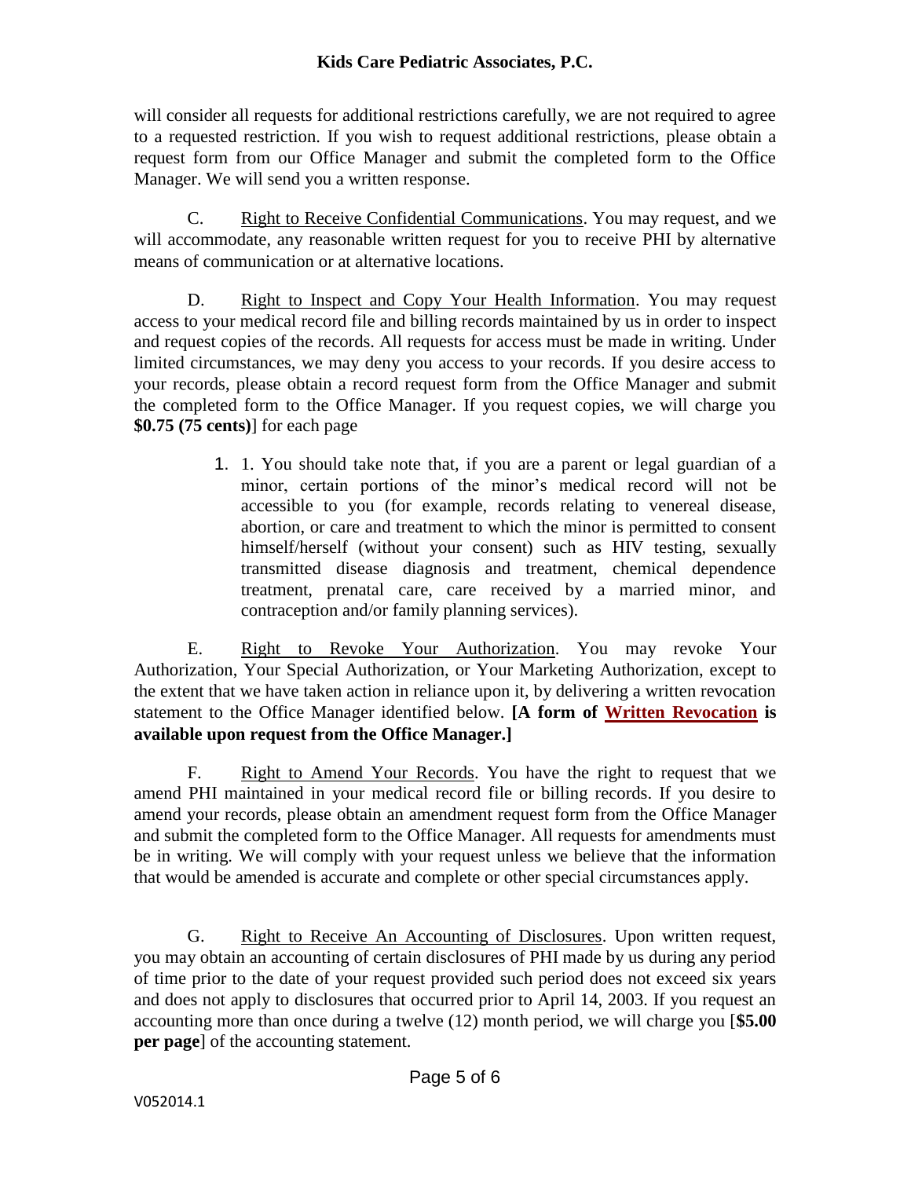will consider all requests for additional restrictions carefully, we are not required to agree to a requested restriction. If you wish to request additional restrictions, please obtain a request form from our Office Manager and submit the completed form to the Office Manager. We will send you a written response.

C. Right to Receive Confidential Communications. You may request, and we will accommodate, any reasonable written request for you to receive PHI by alternative means of communication or at alternative locations.

D. Right to Inspect and Copy Your Health Information. You may request access to your medical record file and billing records maintained by us in order to inspect and request copies of the records. All requests for access must be made in writing. Under limited circumstances, we may deny you access to your records. If you desire access to your records, please obtain a record request form from the Office Manager and submit the completed form to the Office Manager. If you request copies, we will charge you **$0.75 (75 cents)**] for each page

1. 1. You should take note that, if you are a parent or legal guardian of a minor, certain portions of the minor's medical record will not be accessible to you (for example, records relating to venereal disease, abortion, or care and treatment to which the minor is permitted to consent himself/herself (without your consent) such as HIV testing, sexually transmitted disease diagnosis and treatment, chemical dependence treatment, prenatal care, care received by a married minor, and contraception and/or family planning services).

E. Right to Revoke Your Authorization. You may revoke Your Authorization, Your Special Authorization, or Your Marketing Authorization, except to the extent that we have taken action in reliance upon it, by delivering a written revocation statement to the Office Manager identified below. **[A form of Written Revocation is available upon request from the Office Manager.]**

F. Right to Amend Your Records. You have the right to request that we amend PHI maintained in your medical record file or billing records. If you desire to amend your records, please obtain an amendment request form from the Office Manager and submit the completed form to the Office Manager. All requests for amendments must be in writing. We will comply with your request unless we believe that the information that would be amended is accurate and complete or other special circumstances apply.

G. Right to Receive An Accounting of Disclosures. Upon written request, you may obtain an accounting of certain disclosures of PHI made by us during any period of time prior to the date of your request provided such period does not exceed six years and does not apply to disclosures that occurred prior to April 14, 2003. If you request an accounting more than once during a twelve (12) month period, we will charge you [**$5.00 per page**] of the accounting statement.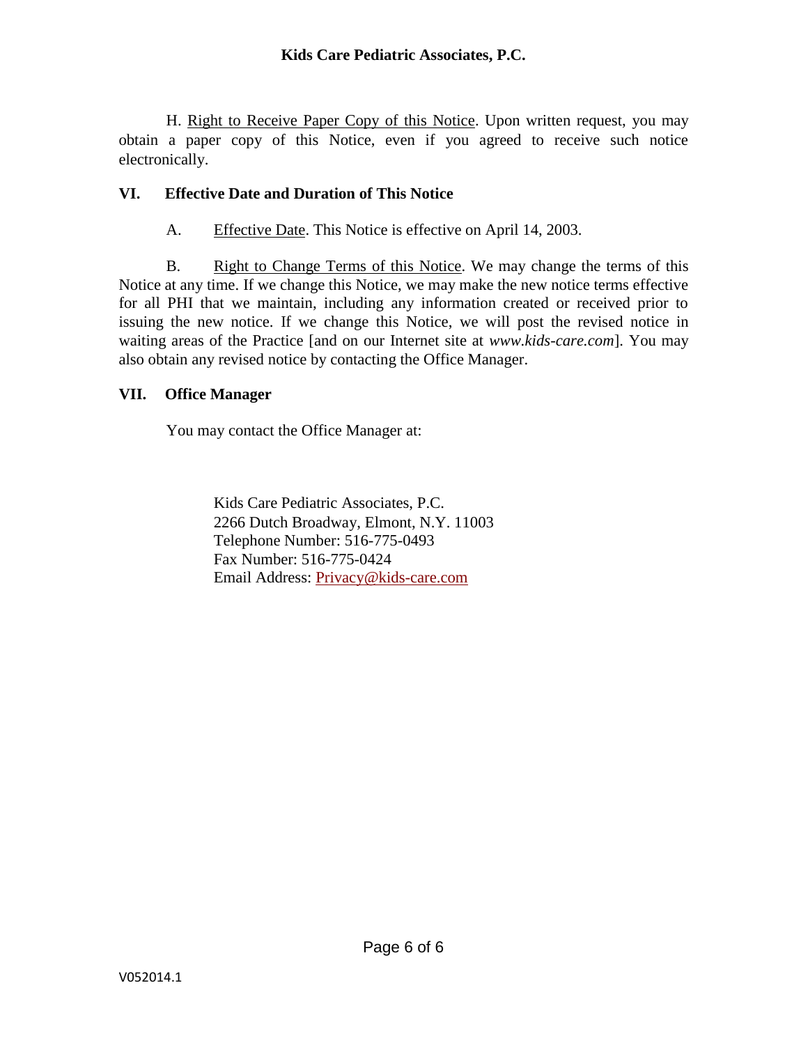H. Right to Receive Paper Copy of this Notice. Upon written request, you may obtain a paper copy of this Notice, even if you agreed to receive such notice electronically.

## VI. Effective Date and Duration of This Notice

A. Effective Date. This Notice is effective on April 14, 2003.

B. Right to Change Terms of this Notice. We may change the terms of this Notice at any time. If we change this Notice, we may make the new notice terms effective for all PHI that we maintain, including any information created or received prior to issuing the new notice. If we change this Notice, we will post the revised notice in waiting areas of the Practice [and on our Internet site at *www.kids-care.com*]. You may also obtain any revised notice by contacting the Office Manager.

## VII. Office Manager

You may contact the Office Manager at:

Kids Care Pediatric Associates, P.C.
2266 Dutch Broadway, Elmont, N.Y. 11003
Telephone Number: 516-775-0493
Fax Number: 516-775-0424
Email Address: Privacy@kids-care.com

V052014.1